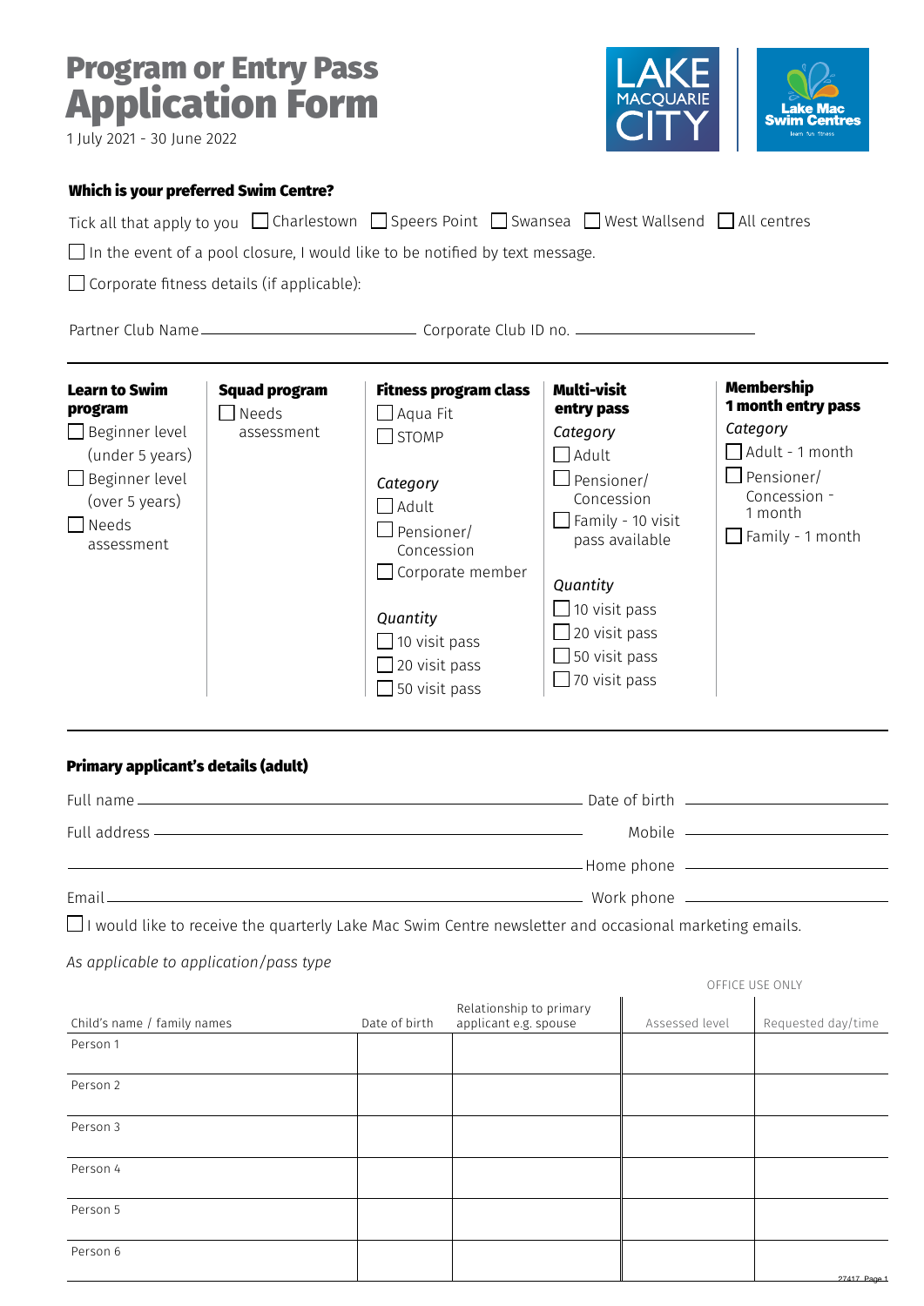# Program or Entry Pass Application Form

1 July 2021 - 30 June 2022

LAKE MACQUARIE CITY | Lake Mac Swim Centres

### Which is your preferred Swim Centre?

Tick all that apply to you ☐ Charlestown ☐ Speers Point ☐ Swansea ☐ West Wallsend ☐ All centres

☐ In the event of a pool closure, I would like to be notified by text message.

☐ Corporate fitness details (if applicable):

Partner Club Name ____________________ Corporate Club ID no. ____________________

**Learn to Swim program**

- ☐ Beginner level (under 5 years)
- ☐ Beginner level (over 5 years)
- ☐ Needs assessment

**Squad program**

- ☐ Needs assessment

**Fitness program class**

- ☐ Aqua Fit
- ☐ STOMP

*Category*

- ☐ Adult
- ☐ Pensioner/ Concession
- ☐ Corporate member

*Quantity*

- ☐ 10 visit pass
- ☐ 20 visit pass
- ☐ 50 visit pass

**Multi-visit entry pass**

*Category*

- ☐ Adult
- ☐ Pensioner/ Concession
- ☐ Family - 10 visit pass available

*Quantity*

- ☐ 10 visit pass
- ☐ 20 visit pass
- ☐ 50 visit pass
- ☐ 70 visit pass

**Membership 1 month entry pass**

*Category*

- ☐ Adult - 1 month
- ☐ Pensioner/ Concession - 1 month
- ☐ Family - 1 month

### Primary applicant's details (adult)

Full name ____________________ Date of birth ____________________

Full address ____________________ Mobile ____________________

____________________ Home phone ____________________

Email ____________________ Work phone ____________________

☐ I would like to receive the quarterly Lake Mac Swim Centre newsletter and occasional marketing emails.

*As applicable to application/pass type*

| Child's name / family names | Date of birth | Relationship to primary applicant e.g. spouse | OFFICE USE ONLY Assessed level | Requested day/time |
|---|---|---|---|---|
| Person 1 | | | | |
| Person 2 | | | | |
| Person 3 | | | | |
| Person 4 | | | | |
| Person 5 | | | | |
| Person 6 | | | | |

27417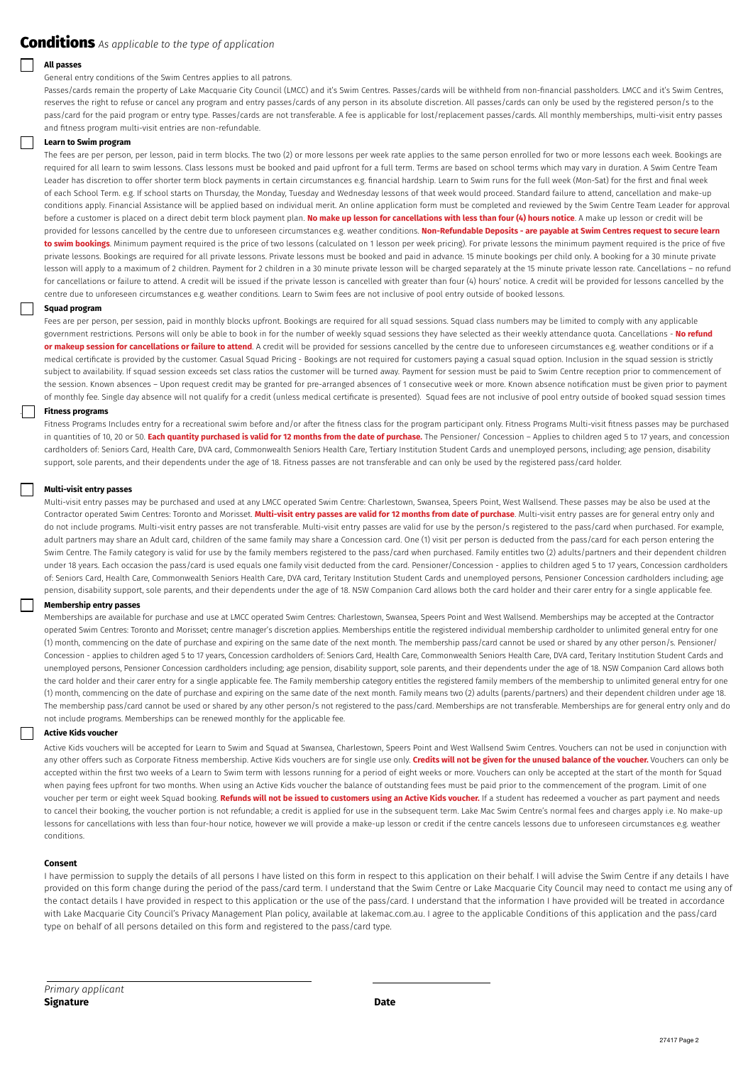# **Conditions** *As applicable to the type of application*

☐ **All passes**

General entry conditions of the Swim Centres applies to all patrons.

Passes/cards remain the property of Lake Macquarie City Council (LMCC) and it's Swim Centres. Passes/cards will be withheld from non-financial passholders. LMCC and it's Swim Centres, reserves the right to refuse or cancel any program and entry passes/cards of any person in its absolute discretion. All passes/cards can only be used by the registered person/s to the pass/card for the paid program or entry type. Passes/cards are not transferable. A fee is applicable for lost/replacement passes/cards. All monthly memberships, multi-visit entry passes and fitness program multi-visit entries are non-refundable.

☐ **Learn to Swim program**

The fees are per person, per lesson, paid in term blocks. The two (2) or more lessons per week rate applies to the same person enrolled for two or more lessons each week. Bookings are required for all learn to swim lessons. Class lessons must be booked and paid upfront for a full term. Terms are based on school terms which may vary in duration. A Swim Centre Team Leader has discretion to offer shorter term block payments in certain circumstances e.g. financial hardship. Learn to Swim runs for the full week (Mon-Sat) for the first and final week of each School Term. e.g. If school starts on Thursday, the Monday, Tuesday and Wednesday lessons of that week would proceed. Standard failure to attend, cancellation and make-up conditions apply. Financial Assistance will be applied based on individual merit. An online application form must be completed and reviewed by the Swim Centre Team Leader for approval before a customer is placed on a direct debit term block payment plan. **No make up lesson for cancellations with less than four (4) hours notice**. A make up lesson or credit will be provided for lessons cancelled by the centre due to unforeseen circumstances e.g. weather conditions. **Non-Refundable Deposits - are payable at Swim Centres request to secure learn to swim bookings**. Minimum payment required is the price of two lessons (calculated on 1 lesson per week pricing). For private lessons the minimum payment required is the price of five private lessons. Bookings are required for all private lessons. Private lessons must be booked and paid in advance. 15 minute bookings per child only. A booking for a 30 minute private lesson will apply to a maximum of 2 children. Payment for 2 children in a 30 minute private lesson will be charged separately at the 15 minute private lesson rate. Cancellations – no refund for cancellations or failure to attend. A credit will be issued if the private lesson is cancelled with greater than four (4) hours' notice. A credit will be provided for lessons cancelled by the centre due to unforeseen circumstances e.g. weather conditions. Learn to Swim fees are not inclusive of pool entry outside of booked lessons.

☐ **Squad program**

Fees are per person, per session, paid in monthly blocks upfront. Bookings are required for all squad sessions. Squad class numbers may be limited to comply with any applicable government restrictions. Persons will only be able to book in for the number of weekly squad sessions they have selected as their weekly attendance quota. Cancellations - **No refund or makeup session for cancellations or failure to attend**. A credit will be provided for sessions cancelled by the centre due to unforeseen circumstances e.g. weather conditions or if a medical certificate is provided by the customer. Casual Squad Pricing - Bookings are not required for customers paying a casual squad option. Inclusion in the squad session is strictly subject to availability. If squad session exceeds set class ratios the customer will be turned away. Payment for session must be paid to Swim Centre reception prior to commencement of the session. Known absences – Upon request credit may be granted for pre-arranged absences of 1 consecutive week or more. Known absence notification must be given prior to payment of monthly fee. Single day absence will not qualify for a credit (unless medical certificate is presented). Squad fees are not inclusive of pool entry outside of booked squad session times

☐ **Fitness programs**

Fitness Programs Includes entry for a recreational swim before and/or after the fitness class for the program participant only. Fitness Programs Multi-visit fitness passes may be purchased in quantities of 10, 20 or 50. **Each quantity purchased is valid for 12 months from the date of purchase.** The Pensioner/ Concession – Applies to children aged 5 to 17 years, and concession cardholders of: Seniors Card, Health Care, DVA card, Commonwealth Seniors Health Care, Tertiary Institution Student Cards and unemployed persons, including; age pension, disability support, sole parents, and their dependents under the age of 18. Fitness passes are not transferable and can only be used by the registered pass/card holder.

☐ **Multi-visit entry passes**

Multi-visit entry passes may be purchased and used at any LMCC operated Swim Centre: Charlestown, Swansea, Speers Point, West Wallsend. These passes may be also be used at the Contractor operated Swim Centres: Toronto and Morisset. **Multi-visit entry passes are valid for 12 months from date of purchase**. Multi-visit entry passes are for general entry only and do not include programs. Multi-visit entry passes are not transferable. Multi-visit entry passes are valid for use by the person/s registered to the pass/card when purchased. For example, adult partners may share an Adult card, children of the same family may share a Concession card. One (1) visit per person is deducted from the pass/card for each person entering the Swim Centre. The Family category is valid for use by the family members registered to the pass/card when purchased. Family entitles two (2) adults/partners and their dependent children under 18 years. Each occasion the pass/card is used equals one family visit deducted from the card. Pensioner/Concession - applies to children aged 5 to 17 years, Concession cardholders of: Seniors Card, Health Care, Commonwealth Seniors Health Care, DVA card, Teritary Institution Student Cards and unemployed persons, Pensioner Concession cardholders including; age pension, disability support, sole parents, and their dependents under the age of 18. NSW Companion Card allows both the card holder and their carer entry for a single applicable fee.

☐ **Membership entry passes**

Memberships are available for purchase and use at LMCC operated Swim Centres: Charlestown, Swansea, Speers Point and West Wallsend. Memberships may be accepted at the Contractor operated Swim Centres: Toronto and Morisset; centre manager's discretion applies. Memberships entitle the registered individual membership cardholder to unlimited general entry for one (1) month, commencing on the date of purchase and expiring on the same date of the next month. The membership pass/card cannot be used or shared by any other person/s. Pensioner/ Concession - applies to children aged 5 to 17 years, Concession cardholders of: Seniors Card, Health Care, Commonwealth Seniors Health Care, DVA card, Teritary Institution Student Cards and unemployed persons, Pensioner Concession cardholders including; age pension, disability support, sole parents, and their dependents under the age of 18. NSW Companion Card allows both the card holder and their carer entry for a single applicable fee. The Family membership category entitles the registered family members of the membership to unlimited general entry for one (1) month, commencing on the date of purchase and expiring on the same date of the next month. Family means two (2) adults (parents/partners) and their dependent children under age 18. The membership pass/card cannot be used or shared by any other person/s not registered to the pass/card. Memberships are not transferable. Memberships are for general entry only and do not include programs. Memberships can be renewed monthly for the applicable fee.

☐ **Active Kids voucher**

Active Kids vouchers will be accepted for Learn to Swim and Squad at Swansea, Charlestown, Speers Point and West Wallsend Swim Centres. Vouchers can not be used in conjunction with any other offers such as Corporate Fitness membership. Active Kids vouchers are for single use only. **Credits will not be given for the unused balance of the voucher.** Vouchers can only be accepted within the first two weeks of a Learn to Swim term with lessons running for a period of eight weeks or more. Vouchers can only be accepted at the start of the month for Squad when paying fees upfront for two months. When using an Active Kids voucher the balance of outstanding fees must be paid prior to the commencement of the program. Limit of one voucher per term or eight week Squad booking. **Refunds will not be issued to customers using an Active Kids voucher.** If a student has redeemed a voucher as part payment and needs to cancel their booking, the voucher portion is not refundable; a credit is applied for use in the subsequent term. Lake Mac Swim Centre's normal fees and charges apply i.e. No make-up lessons for cancellations with less than four-hour notice, however we will provide a make-up lesson or credit if the centre cancels lessons due to unforeseen circumstances e.g. weather conditions.

**Consent**

I have permission to supply the details of all persons I have listed on this form in respect to this application on their behalf. I will advise the Swim Centre if any details I have provided on this form change during the period of the pass/card term. I understand that the Swim Centre or Lake Macquarie City Council may need to contact me using any of the contact details I have provided in respect to this application or the use of the pass/card. I understand that the information I have provided will be treated in accordance with Lake Macquarie City Council's Privacy Management Plan policy, available at lakemac.com.au. I agree to the applicable Conditions of this application and the pass/card type on behalf of all persons detailed on this form and registered to the pass/card type.

\_\_\_\_\_\_\_\_\_\_\_\_\_\_\_\_\_\_\_\_\_\_\_\_\_\_\_\_\_\_ \_\_\_\_\_\_\_\_\_\_\_\_\_\_\_\_\_\_\_\_

*Primary applicant*
**Signature** **Date**

27417